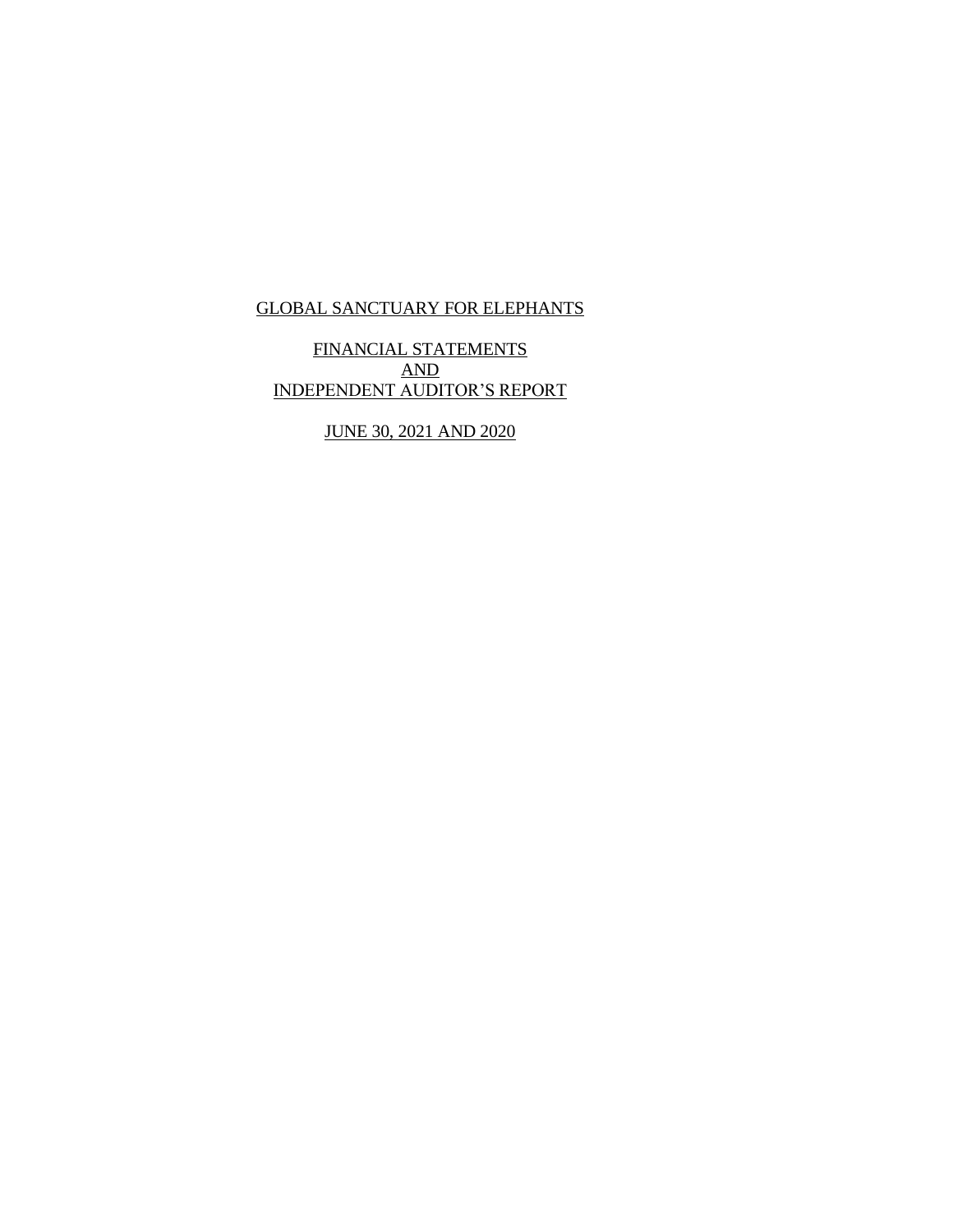# GLOBAL SANCTUARY FOR ELEPHANTS

## FINANCIAL STATEMENTS
## AND
## INDEPENDENT AUDITOR'S REPORT

## JUNE 30, 2021 AND 2020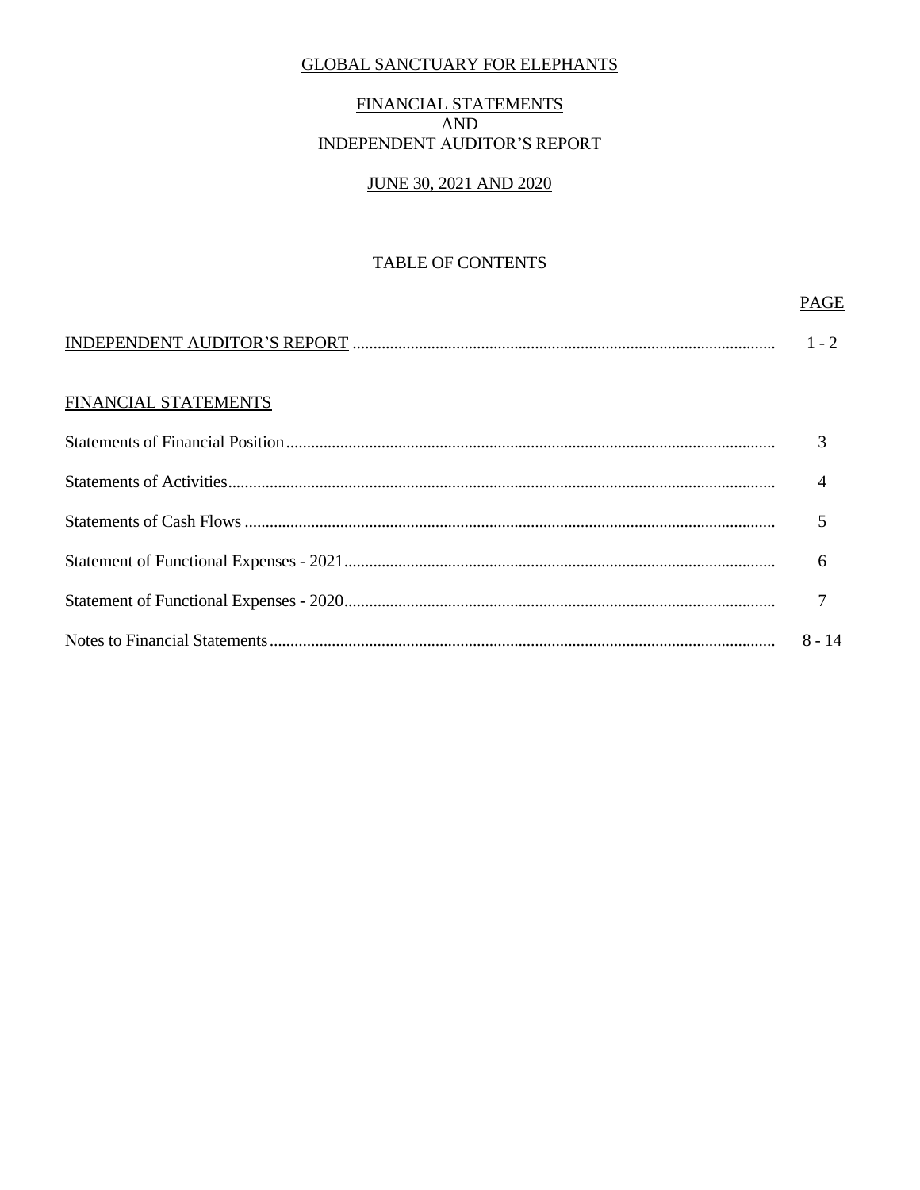# GLOBAL SANCTUARY FOR ELEPHANTS

## FINANCIAL STATEMENTS
## AND
## INDEPENDENT AUDITOR'S REPORT

## JUNE 30, 2021 AND 2020

### TABLE OF CONTENTS

| | PAGE |
|---|---|
| INDEPENDENT AUDITOR'S REPORT | 1 - 2 |
| **FINANCIAL STATEMENTS** | |
| Statements of Financial Position | 3 |
| Statements of Activities | 4 |
| Statements of Cash Flows | 5 |
| Statement of Functional Expenses - 2021 | 6 |
| Statement of Functional Expenses - 2020 | 7 |
| Notes to Financial Statements | 8 - 14 |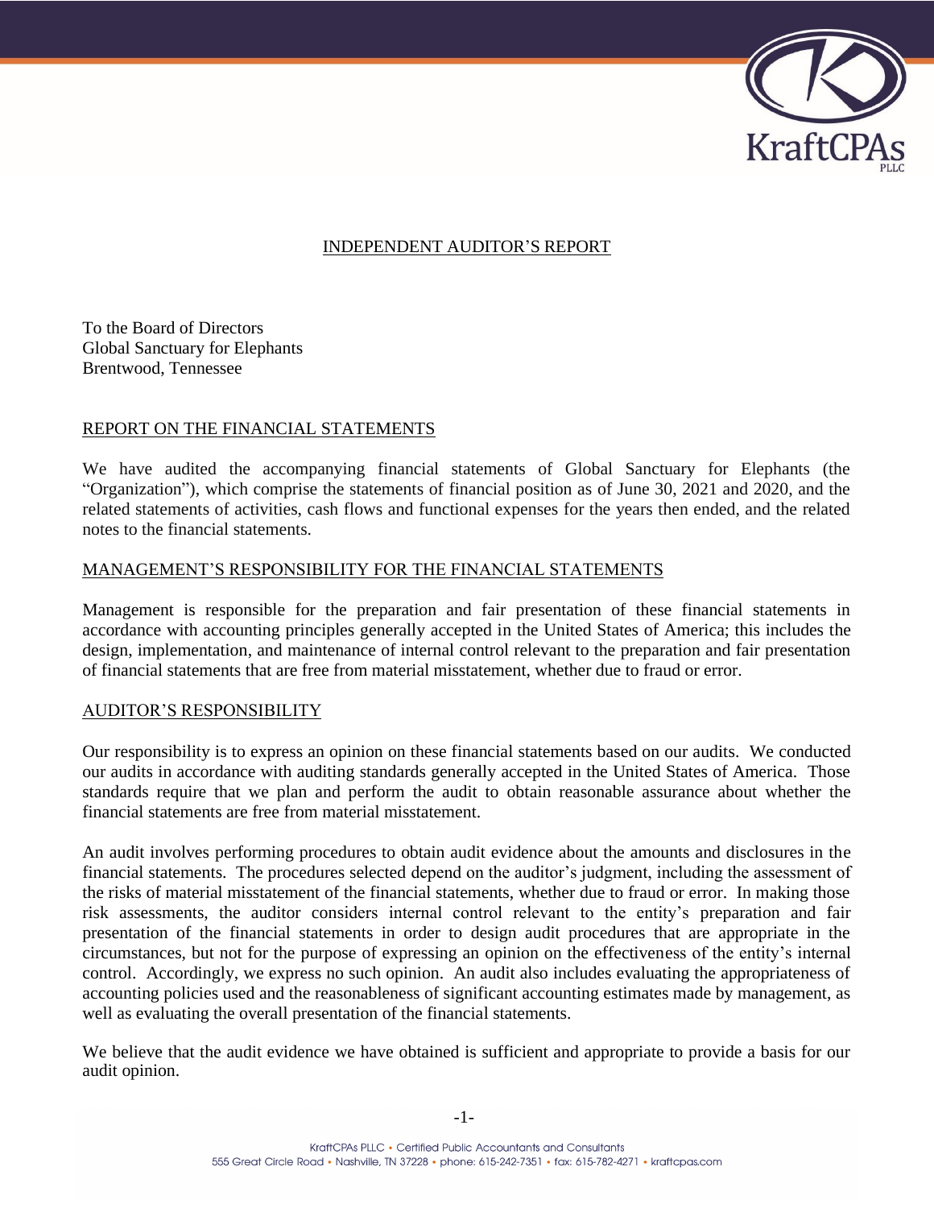# INDEPENDENT AUDITOR'S REPORT

To the Board of Directors
Global Sanctuary for Elephants
Brentwood, Tennessee

## REPORT ON THE FINANCIAL STATEMENTS

We have audited the accompanying financial statements of Global Sanctuary for Elephants (the "Organization"), which comprise the statements of financial position as of June 30, 2021 and 2020, and the related statements of activities, cash flows and functional expenses for the years then ended, and the related notes to the financial statements.

## MANAGEMENT'S RESPONSIBILITY FOR THE FINANCIAL STATEMENTS

Management is responsible for the preparation and fair presentation of these financial statements in accordance with accounting principles generally accepted in the United States of America; this includes the design, implementation, and maintenance of internal control relevant to the preparation and fair presentation of financial statements that are free from material misstatement, whether due to fraud or error.

## AUDITOR'S RESPONSIBILITY

Our responsibility is to express an opinion on these financial statements based on our audits. We conducted our audits in accordance with auditing standards generally accepted in the United States of America. Those standards require that we plan and perform the audit to obtain reasonable assurance about whether the financial statements are free from material misstatement.

An audit involves performing procedures to obtain audit evidence about the amounts and disclosures in the financial statements. The procedures selected depend on the auditor's judgment, including the assessment of the risks of material misstatement of the financial statements, whether due to fraud or error. In making those risk assessments, the auditor considers internal control relevant to the entity's preparation and fair presentation of the financial statements in order to design audit procedures that are appropriate in the circumstances, but not for the purpose of expressing an opinion on the effectiveness of the entity's internal control. Accordingly, we express no such opinion. An audit also includes evaluating the appropriateness of accounting policies used and the reasonableness of significant accounting estimates made by management, as well as evaluating the overall presentation of the financial statements.

We believe that the audit evidence we have obtained is sufficient and appropriate to provide a basis for our audit opinion.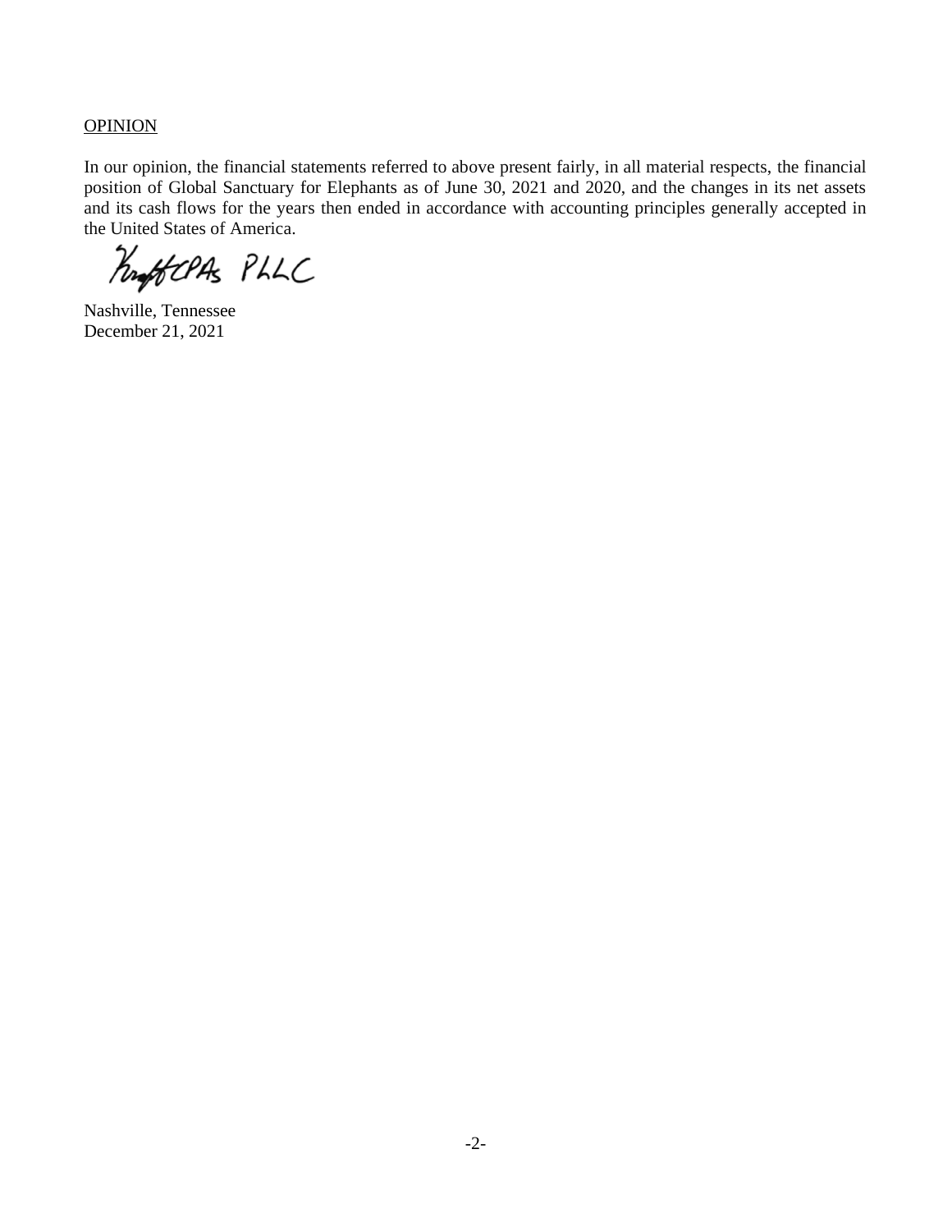OPINION

In our opinion, the financial statements referred to above present fairly, in all material respects, the financial position of Global Sanctuary for Elephants as of June 30, 2021 and 2020, and the changes in its net assets and its cash flows for the years then ended in accordance with accounting principles generally accepted in the United States of America.

Kraft CPAs PLLC

Nashville, Tennessee
December 21, 2021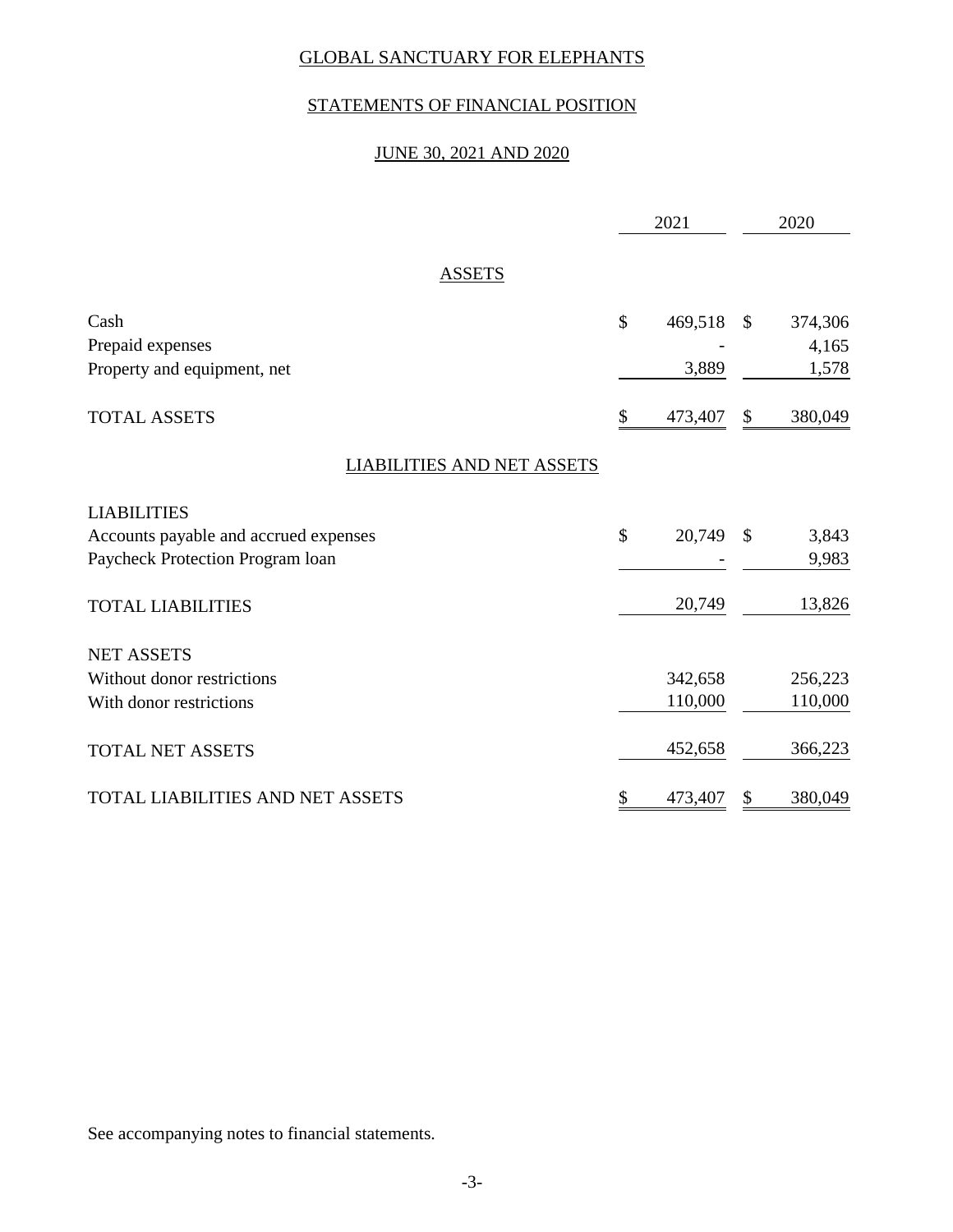# GLOBAL SANCTUARY FOR ELEPHANTS

## STATEMENTS OF FINANCIAL POSITION

### JUNE 30, 2021 AND 2020

| | 2021 | 2020 |
|---|---|---|
| **ASSETS** | | |
| Cash | $ 469,518 | $ 374,306 |
| Prepaid expenses | - | 4,165 |
| Property and equipment, net | 3,889 | 1,578 |
| TOTAL ASSETS | $ 473,407 | $ 380,049 |
| **LIABILITIES AND NET ASSETS** | | |
| LIABILITIES | | |
| Accounts payable and accrued expenses | $ 20,749 | $ 3,843 |
| Paycheck Protection Program loan | - | 9,983 |
| TOTAL LIABILITIES | 20,749 | 13,826 |
| NET ASSETS | | |
| Without donor restrictions | 342,658 | 256,223 |
| With donor restrictions | 110,000 | 110,000 |
| TOTAL NET ASSETS | 452,658 | 366,223 |
| TOTAL LIABILITIES AND NET ASSETS | $ 473,407 | $ 380,049 |

See accompanying notes to financial statements.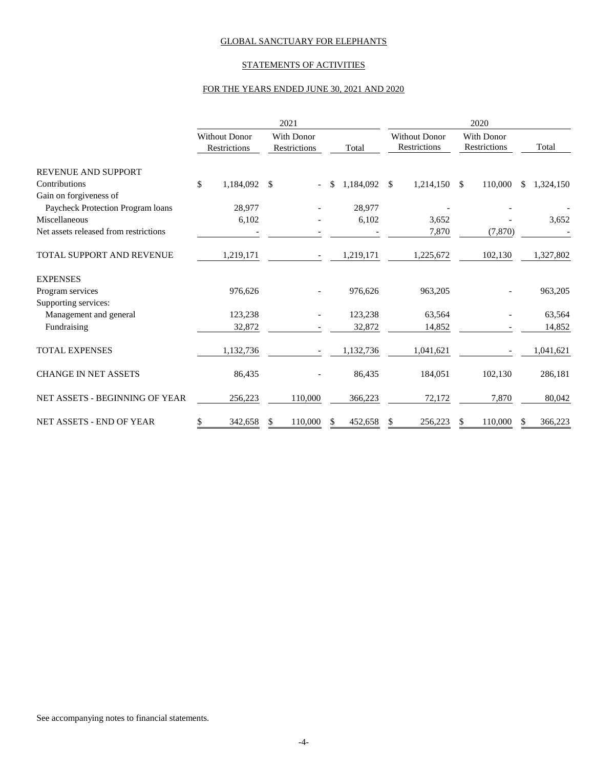GLOBAL SANCTUARY FOR ELEPHANTS

STATEMENTS OF ACTIVITIES

FOR THE YEARS ENDED JUNE 30, 2021 AND 2020

| | 2021 | | | 2020 | | |
|---|---|---|---|---|---|---|
| | Without Donor Restrictions | With Donor Restrictions | Total | Without Donor Restrictions | With Donor Restrictions | Total |
| REVENUE AND SUPPORT | | | | | | |
| Contributions | $ 1,184,092 | $ - | $ 1,184,092 | $ 1,214,150 | $ 110,000 | $ 1,324,150 |
| Gain on forgiveness of Paycheck Protection Program loans | 28,977 | - | 28,977 | - | - | - |
| Miscellaneous | 6,102 | - | 6,102 | 3,652 | - | 3,652 |
| Net assets released from restrictions | - | - | - | 7,870 | (7,870) | - |
| TOTAL SUPPORT AND REVENUE | 1,219,171 | - | 1,219,171 | 1,225,672 | 102,130 | 1,327,802 |
| EXPENSES | | | | | | |
| Program services | 976,626 | - | 976,626 | 963,205 | - | 963,205 |
| Supporting services: | | | | | | |
| Management and general | 123,238 | - | 123,238 | 63,564 | - | 63,564 |
| Fundraising | 32,872 | - | 32,872 | 14,852 | - | 14,852 |
| TOTAL EXPENSES | 1,132,736 | - | 1,132,736 | 1,041,621 | - | 1,041,621 |
| CHANGE IN NET ASSETS | 86,435 | - | 86,435 | 184,051 | 102,130 | 286,181 |
| NET ASSETS - BEGINNING OF YEAR | 256,223 | 110,000 | 366,223 | 72,172 | 7,870 | 80,042 |
| NET ASSETS - END OF YEAR | $ 342,658 | $ 110,000 | $ 452,658 | $ 256,223 | $ 110,000 | $ 366,223 |

See accompanying notes to financial statements.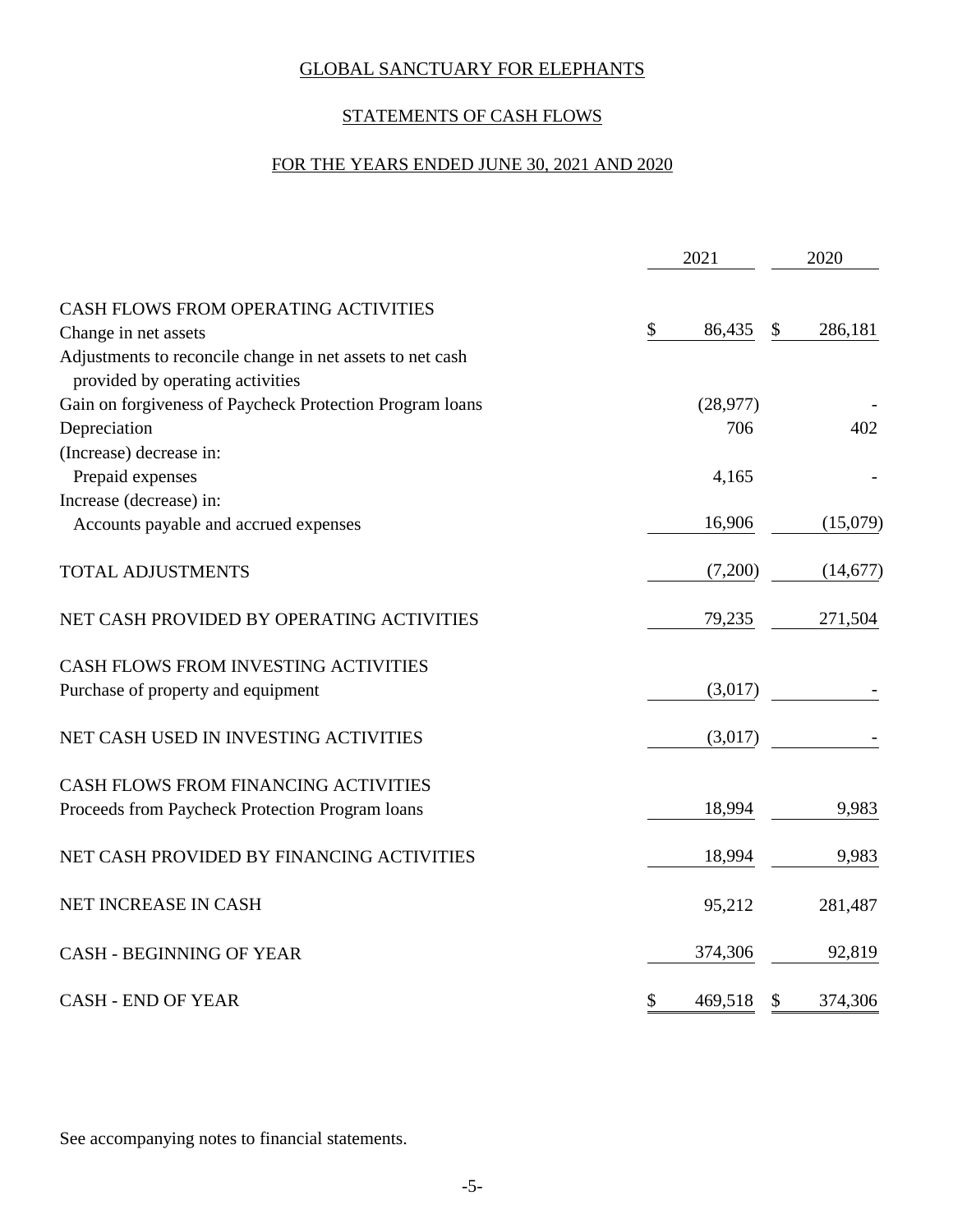# GLOBAL SANCTUARY FOR ELEPHANTS

## STATEMENTS OF CASH FLOWS

### FOR THE YEARS ENDED JUNE 30, 2021 AND 2020

| | 2021 | 2020 |
|---|---|---|
| CASH FLOWS FROM OPERATING ACTIVITIES | | |
| Change in net assets | $ 86,435 | $ 286,181 |
| Adjustments to reconcile change in net assets to net cash provided by operating activities | | |
| Gain on forgiveness of Paycheck Protection Program loans | (28,977) | - |
| Depreciation | 706 | 402 |
| (Increase) decrease in: | | |
| Prepaid expenses | 4,165 | - |
| Increase (decrease) in: | | |
| Accounts payable and accrued expenses | 16,906 | (15,079) |
| TOTAL ADJUSTMENTS | (7,200) | (14,677) |
| NET CASH PROVIDED BY OPERATING ACTIVITIES | 79,235 | 271,504 |
| CASH FLOWS FROM INVESTING ACTIVITIES | | |
| Purchase of property and equipment | (3,017) | - |
| NET CASH USED IN INVESTING ACTIVITIES | (3,017) | - |
| CASH FLOWS FROM FINANCING ACTIVITIES | | |
| Proceeds from Paycheck Protection Program loans | 18,994 | 9,983 |
| NET CASH PROVIDED BY FINANCING ACTIVITIES | 18,994 | 9,983 |
| NET INCREASE IN CASH | 95,212 | 281,487 |
| CASH - BEGINNING OF YEAR | 374,306 | 92,819 |
| CASH - END OF YEAR | $ 469,518 | $ 374,306 |

See accompanying notes to financial statements.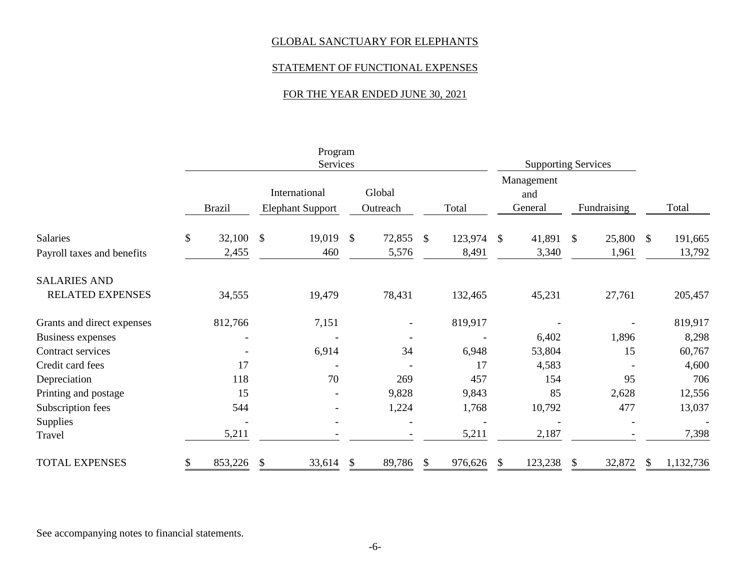# GLOBAL SANCTUARY FOR ELEPHANTS

## STATEMENT OF FUNCTIONAL EXPENSES

### FOR THE YEAR ENDED JUNE 30, 2021

| | Program Services | | | | Supporting Services | | |
|---|---|---|---|---|---|---|---|
| | Brazil | International Elephant Support | Global Outreach | Total | Management and General | Fundraising | Total |
| Salaries | $ 32,100 | $ 19,019 | $ 72,855 | $ 123,974 | $ 41,891 | $ 25,800 | $ 191,665 |
| Payroll taxes and benefits | 2,455 | 460 | 5,576 | 8,491 | 3,340 | 1,961 | 13,792 |
| SALARIES AND RELATED EXPENSES | 34,555 | 19,479 | 78,431 | 132,465 | 45,231 | 27,761 | 205,457 |
| Grants and direct expenses | 812,766 | 7,151 | - | 819,917 | - | - | 819,917 |
| Business expenses | - | - | - | - | 6,402 | 1,896 | 8,298 |
| Contract services | - | 6,914 | 34 | 6,948 | 53,804 | 15 | 60,767 |
| Credit card fees | 17 | - | - | 17 | 4,583 | - | 4,600 |
| Depreciation | 118 | 70 | 269 | 457 | 154 | 95 | 706 |
| Printing and postage | 15 | - | 9,828 | 9,843 | 85 | 2,628 | 12,556 |
| Subscription fees | 544 | - | 1,224 | 1,768 | 10,792 | 477 | 13,037 |
| Supplies | - | - | - | - | - | - | - |
| Travel | 5,211 | - | - | 5,211 | 2,187 | - | 7,398 |
| TOTAL EXPENSES | $ 853,226 | $ 33,614 | $ 89,786 | $ 976,626 | $ 123,238 | $ 32,872 | $ 1,132,736 |

See accompanying notes to financial statements.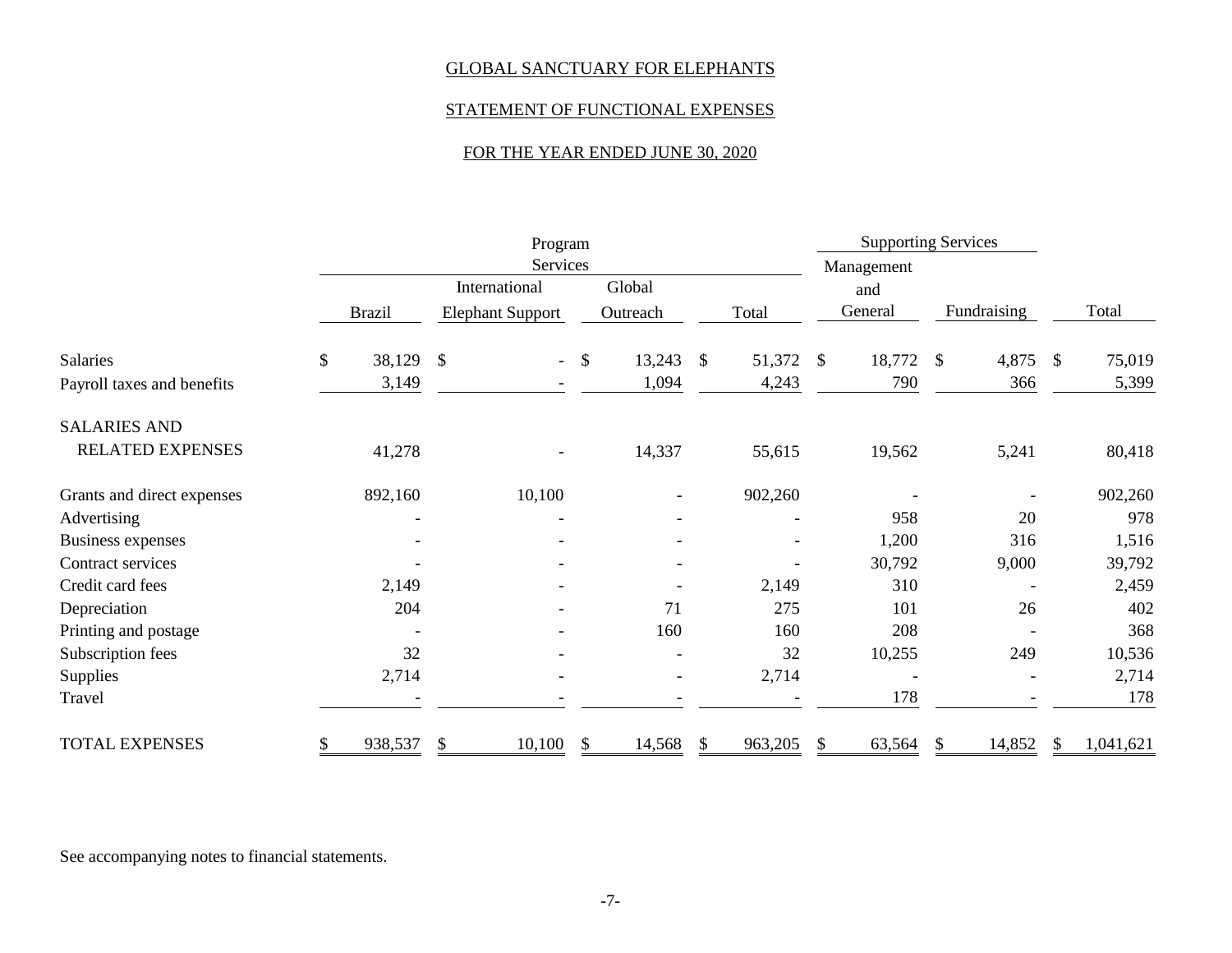GLOBAL SANCTUARY FOR ELEPHANTS

STATEMENT OF FUNCTIONAL EXPENSES

FOR THE YEAR ENDED JUNE 30, 2020

| | Program Services | | | | Supporting Services | | |
|---|---|---|---|---|---|---|---|
| | Brazil | International Elephant Support | Global Outreach | Total | Management and General | Fundraising | Total |
| Salaries | $ 38,129 | $ - | $ 13,243 | $ 51,372 | $ 18,772 | $ 4,875 | $ 75,019 |
| Payroll taxes and benefits | 3,149 | - | 1,094 | 4,243 | 790 | 366 | 5,399 |
| SALARIES AND RELATED EXPENSES | 41,278 | - | 14,337 | 55,615 | 19,562 | 5,241 | 80,418 |
| Grants and direct expenses | 892,160 | 10,100 | - | 902,260 | - | - | 902,260 |
| Advertising | - | - | - | - | 958 | 20 | 978 |
| Business expenses | - | - | - | - | 1,200 | 316 | 1,516 |
| Contract services | - | - | - | - | 30,792 | 9,000 | 39,792 |
| Credit card fees | 2,149 | - | - | 2,149 | 310 | - | 2,459 |
| Depreciation | 204 | - | 71 | 275 | 101 | 26 | 402 |
| Printing and postage | - | - | 160 | 160 | 208 | - | 368 |
| Subscription fees | 32 | - | - | 32 | 10,255 | 249 | 10,536 |
| Supplies | 2,714 | - | - | 2,714 | - | - | 2,714 |
| Travel | - | - | - | - | 178 | - | 178 |
| TOTAL EXPENSES | $ 938,537 | $ 10,100 | $ 14,568 | $ 963,205 | $ 63,564 | $ 14,852 | $ 1,041,621 |

See accompanying notes to financial statements.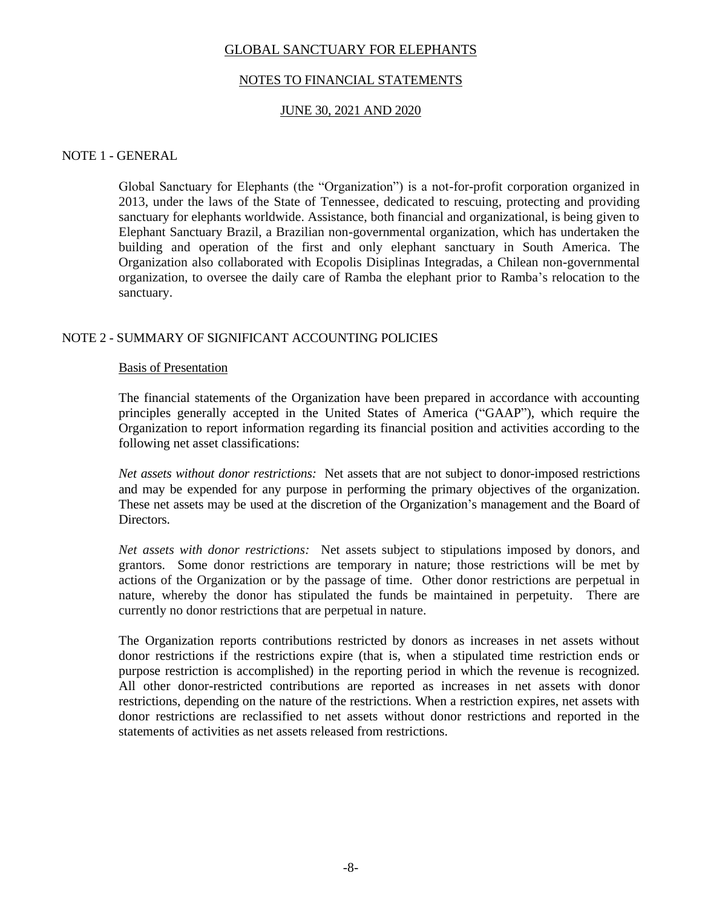# GLOBAL SANCTUARY FOR ELEPHANTS

## NOTES TO FINANCIAL STATEMENTS

## JUNE 30, 2021 AND 2020

### NOTE 1 - GENERAL

Global Sanctuary for Elephants (the "Organization") is a not-for-profit corporation organized in 2013, under the laws of the State of Tennessee, dedicated to rescuing, protecting and providing sanctuary for elephants worldwide. Assistance, both financial and organizational, is being given to Elephant Sanctuary Brazil, a Brazilian non-governmental organization, which has undertaken the building and operation of the first and only elephant sanctuary in South America. The Organization also collaborated with Ecopolis Disiplinas Integradas, a Chilean non-governmental organization, to oversee the daily care of Ramba the elephant prior to Ramba's relocation to the sanctuary.

### NOTE 2 - SUMMARY OF SIGNIFICANT ACCOUNTING POLICIES

#### Basis of Presentation

The financial statements of the Organization have been prepared in accordance with accounting principles generally accepted in the United States of America ("GAAP"), which require the Organization to report information regarding its financial position and activities according to the following net asset classifications:

*Net assets without donor restrictions:* Net assets that are not subject to donor-imposed restrictions and may be expended for any purpose in performing the primary objectives of the organization. These net assets may be used at the discretion of the Organization's management and the Board of Directors.

*Net assets with donor restrictions:* Net assets subject to stipulations imposed by donors, and grantors. Some donor restrictions are temporary in nature; those restrictions will be met by actions of the Organization or by the passage of time. Other donor restrictions are perpetual in nature, whereby the donor has stipulated the funds be maintained in perpetuity. There are currently no donor restrictions that are perpetual in nature.

The Organization reports contributions restricted by donors as increases in net assets without donor restrictions if the restrictions expire (that is, when a stipulated time restriction ends or purpose restriction is accomplished) in the reporting period in which the revenue is recognized. All other donor-restricted contributions are reported as increases in net assets with donor restrictions, depending on the nature of the restrictions. When a restriction expires, net assets with donor restrictions are reclassified to net assets without donor restrictions and reported in the statements of activities as net assets released from restrictions.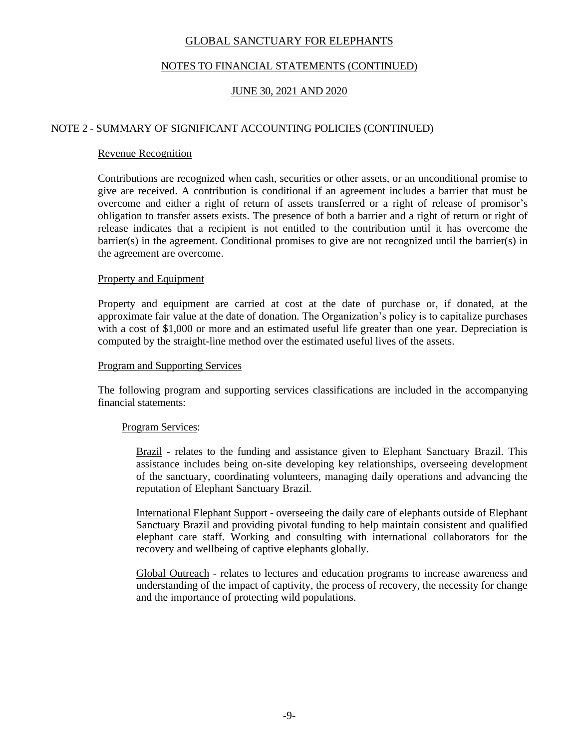## NOTE 2 - SUMMARY OF SIGNIFICANT ACCOUNTING POLICIES (CONTINUED)

### Revenue Recognition

Contributions are recognized when cash, securities or other assets, or an unconditional promise to give are received. A contribution is conditional if an agreement includes a barrier that must be overcome and either a right of return of assets transferred or a right of release of promisor's obligation to transfer assets exists. The presence of both a barrier and a right of return or right of release indicates that a recipient is not entitled to the contribution until it has overcome the barrier(s) in the agreement. Conditional promises to give are not recognized until the barrier(s) in the agreement are overcome.

### Property and Equipment

Property and equipment are carried at cost at the date of purchase or, if donated, at the approximate fair value at the date of donation. The Organization's policy is to capitalize purchases with a cost of $1,000 or more and an estimated useful life greater than one year. Depreciation is computed by the straight-line method over the estimated useful lives of the assets.

### Program and Supporting Services

The following program and supporting services classifications are included in the accompanying financial statements:

#### Program Services:

Brazil - relates to the funding and assistance given to Elephant Sanctuary Brazil. This assistance includes being on-site developing key relationships, overseeing development of the sanctuary, coordinating volunteers, managing daily operations and advancing the reputation of Elephant Sanctuary Brazil.

International Elephant Support - overseeing the daily care of elephants outside of Elephant Sanctuary Brazil and providing pivotal funding to help maintain consistent and qualified elephant care staff. Working and consulting with international collaborators for the recovery and wellbeing of captive elephants globally.

Global Outreach - relates to lectures and education programs to increase awareness and understanding of the impact of captivity, the process of recovery, the necessity for change and the importance of protecting wild populations.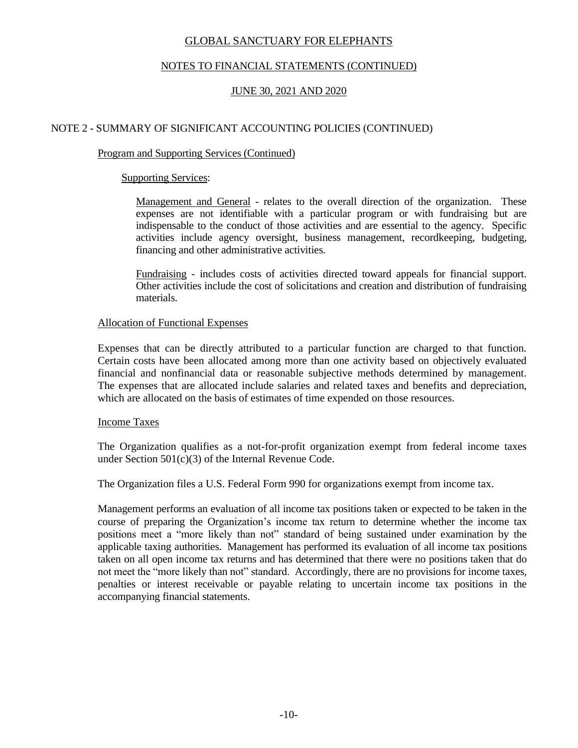# GLOBAL SANCTUARY FOR ELEPHANTS

## NOTES TO FINANCIAL STATEMENTS (CONTINUED)

## JUNE 30, 2021 AND 2020

### NOTE 2 - SUMMARY OF SIGNIFICANT ACCOUNTING POLICIES (CONTINUED)

#### Program and Supporting Services (Continued)

Supporting Services:

Management and General - relates to the overall direction of the organization. These expenses are not identifiable with a particular program or with fundraising but are indispensable to the conduct of those activities and are essential to the agency. Specific activities include agency oversight, business management, recordkeeping, budgeting, financing and other administrative activities.

Fundraising - includes costs of activities directed toward appeals for financial support. Other activities include the cost of solicitations and creation and distribution of fundraising materials.

#### Allocation of Functional Expenses

Expenses that can be directly attributed to a particular function are charged to that function. Certain costs have been allocated among more than one activity based on objectively evaluated financial and nonfinancial data or reasonable subjective methods determined by management. The expenses that are allocated include salaries and related taxes and benefits and depreciation, which are allocated on the basis of estimates of time expended on those resources.

#### Income Taxes

The Organization qualifies as a not-for-profit organization exempt from federal income taxes under Section 501(c)(3) of the Internal Revenue Code.

The Organization files a U.S. Federal Form 990 for organizations exempt from income tax.

Management performs an evaluation of all income tax positions taken or expected to be taken in the course of preparing the Organization's income tax return to determine whether the income tax positions meet a "more likely than not" standard of being sustained under examination by the applicable taxing authorities. Management has performed its evaluation of all income tax positions taken on all open income tax returns and has determined that there were no positions taken that do not meet the "more likely than not" standard. Accordingly, there are no provisions for income taxes, penalties or interest receivable or payable relating to uncertain income tax positions in the accompanying financial statements.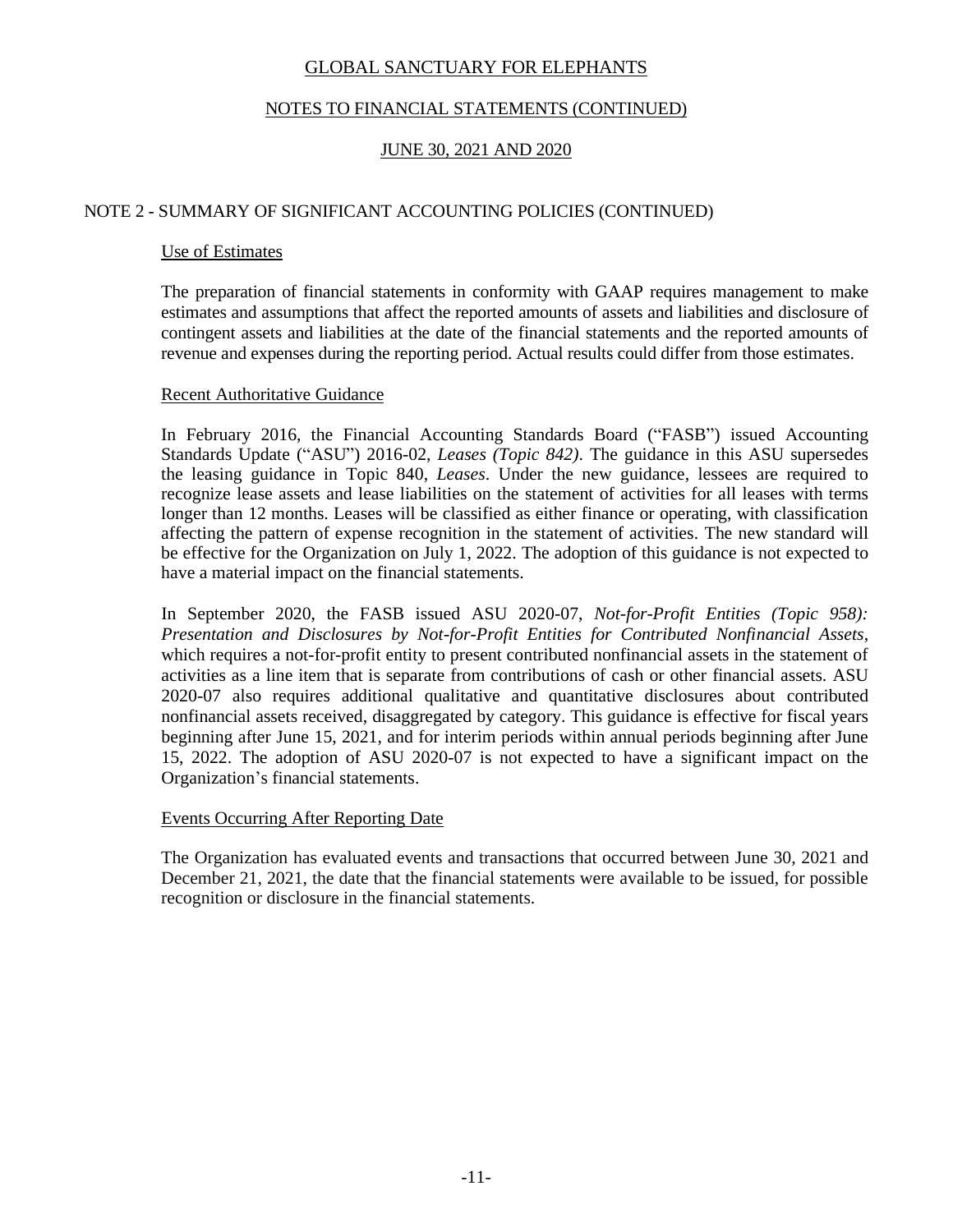## NOTE 2 - SUMMARY OF SIGNIFICANT ACCOUNTING POLICIES (CONTINUED)

### Use of Estimates

The preparation of financial statements in conformity with GAAP requires management to make estimates and assumptions that affect the reported amounts of assets and liabilities and disclosure of contingent assets and liabilities at the date of the financial statements and the reported amounts of revenue and expenses during the reporting period. Actual results could differ from those estimates.

### Recent Authoritative Guidance

In February 2016, the Financial Accounting Standards Board ("FASB") issued Accounting Standards Update ("ASU") 2016-02, *Leases (Topic 842)*. The guidance in this ASU supersedes the leasing guidance in Topic 840, *Leases*. Under the new guidance, lessees are required to recognize lease assets and lease liabilities on the statement of activities for all leases with terms longer than 12 months. Leases will be classified as either finance or operating, with classification affecting the pattern of expense recognition in the statement of activities. The new standard will be effective for the Organization on July 1, 2022. The adoption of this guidance is not expected to have a material impact on the financial statements.

In September 2020, the FASB issued ASU 2020-07, *Not-for-Profit Entities (Topic 958): Presentation and Disclosures by Not-for-Profit Entities for Contributed Nonfinancial Assets*, which requires a not-for-profit entity to present contributed nonfinancial assets in the statement of activities as a line item that is separate from contributions of cash or other financial assets. ASU 2020-07 also requires additional qualitative and quantitative disclosures about contributed nonfinancial assets received, disaggregated by category. This guidance is effective for fiscal years beginning after June 15, 2021, and for interim periods within annual periods beginning after June 15, 2022. The adoption of ASU 2020-07 is not expected to have a significant impact on the Organization's financial statements.

### Events Occurring After Reporting Date

The Organization has evaluated events and transactions that occurred between June 30, 2021 and December 21, 2021, the date that the financial statements were available to be issued, for possible recognition or disclosure in the financial statements.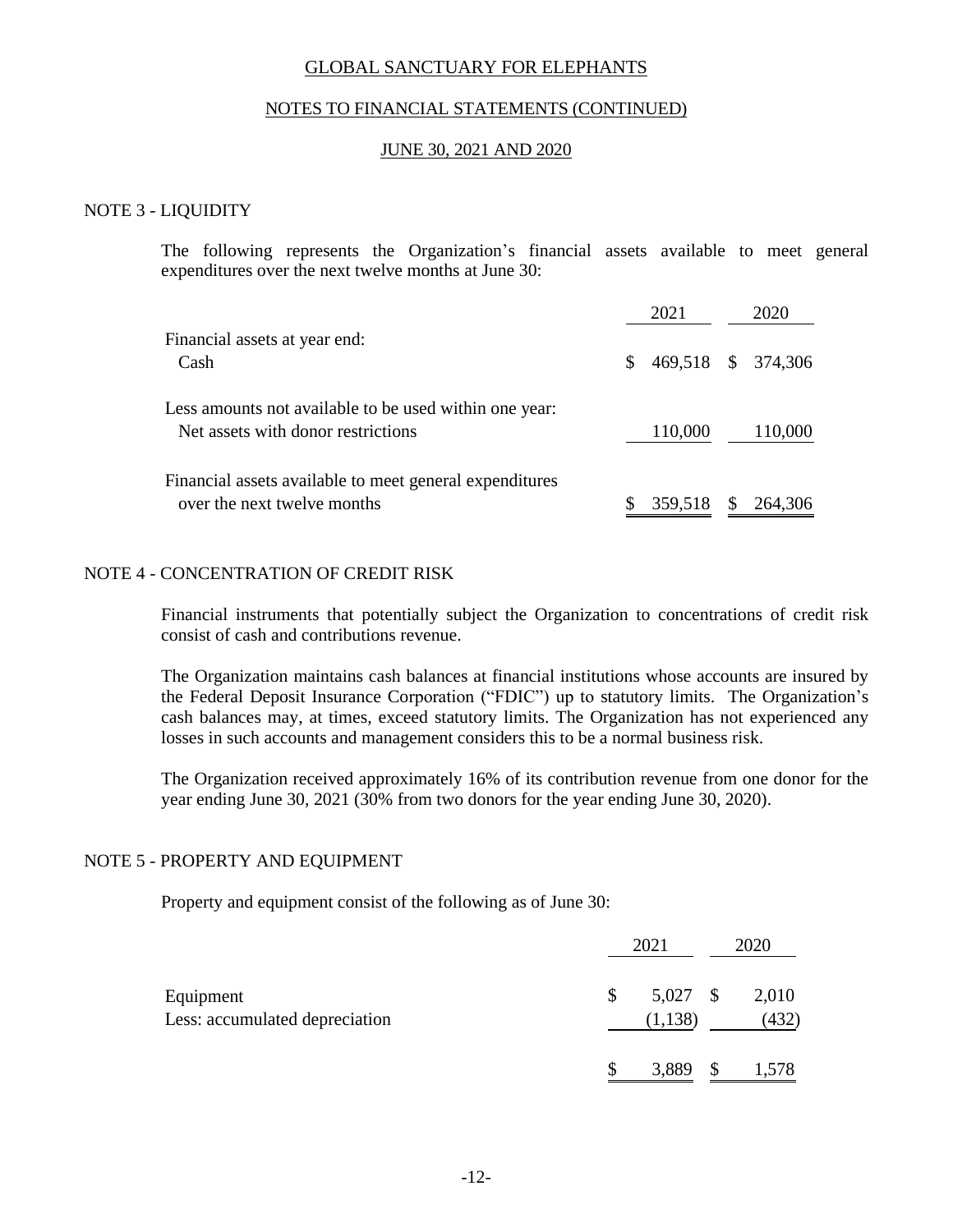# GLOBAL SANCTUARY FOR ELEPHANTS

## NOTES TO FINANCIAL STATEMENTS (CONTINUED)

## JUNE 30, 2021 AND 2020

### NOTE 3 - LIQUIDITY

The following represents the Organization's financial assets available to meet general expenditures over the next twelve months at June 30:

| | 2021 | 2020 |
|---|---|---|
| Financial assets at year end: | | |
| Cash | $ 469,518 | $ 374,306 |
| Less amounts not available to be used within one year: | | |
| Net assets with donor restrictions | 110,000 | 110,000 |
| Financial assets available to meet general expenditures over the next twelve months | $ 359,518 | $ 264,306 |

### NOTE 4 - CONCENTRATION OF CREDIT RISK

Financial instruments that potentially subject the Organization to concentrations of credit risk consist of cash and contributions revenue.

The Organization maintains cash balances at financial institutions whose accounts are insured by the Federal Deposit Insurance Corporation ("FDIC") up to statutory limits. The Organization's cash balances may, at times, exceed statutory limits. The Organization has not experienced any losses in such accounts and management considers this to be a normal business risk.

The Organization received approximately 16% of its contribution revenue from one donor for the year ending June 30, 2021 (30% from two donors for the year ending June 30, 2020).

### NOTE 5 - PROPERTY AND EQUIPMENT

Property and equipment consist of the following as of June 30:

| | 2021 | 2020 |
|---|---|---|
| Equipment | $ 5,027 | $ 2,010 |
| Less: accumulated depreciation | (1,138) | (432) |
| | $ 3,889 | $ 1,578 |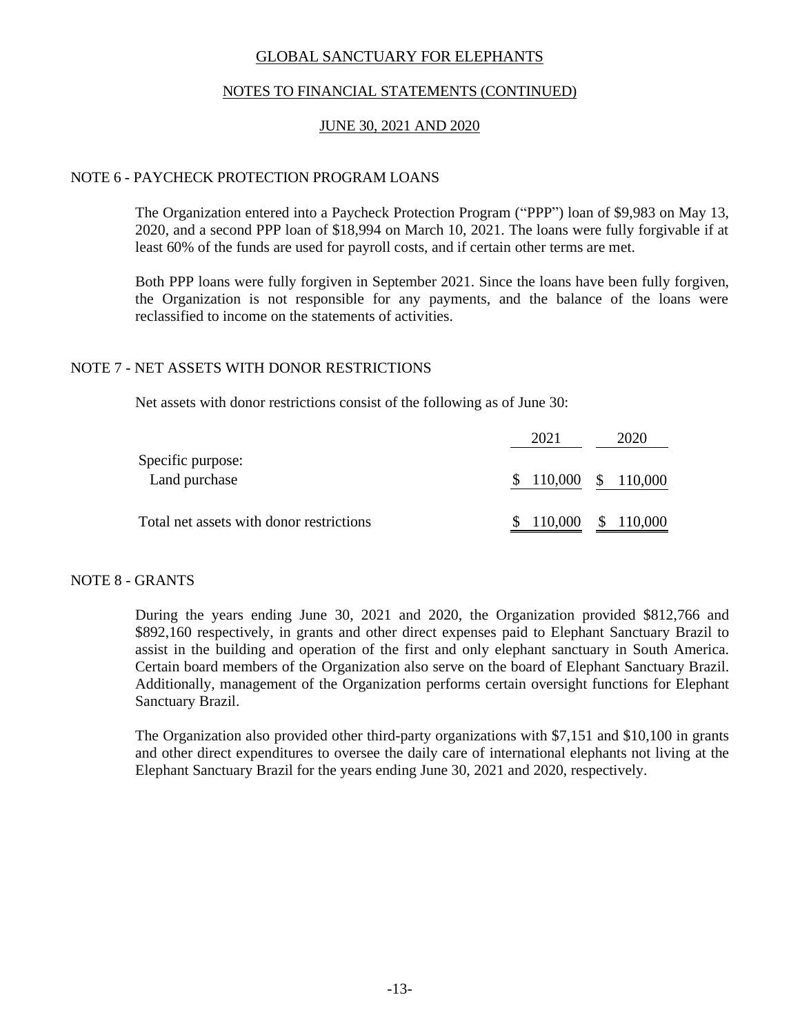# GLOBAL SANCTUARY FOR ELEPHANTS

## NOTES TO FINANCIAL STATEMENTS (CONTINUED)

## JUNE 30, 2021 AND 2020

### NOTE 6 - PAYCHECK PROTECTION PROGRAM LOANS

The Organization entered into a Paycheck Protection Program ("PPP") loan of $9,983 on May 13, 2020, and a second PPP loan of $18,994 on March 10, 2021. The loans were fully forgivable if at least 60% of the funds are used for payroll costs, and if certain other terms are met.

Both PPP loans were fully forgiven in September 2021. Since the loans have been fully forgiven, the Organization is not responsible for any payments, and the balance of the loans were reclassified to income on the statements of activities.

### NOTE 7 - NET ASSETS WITH DONOR RESTRICTIONS

Net assets with donor restrictions consist of the following as of June 30:

| | 2021 | 2020 |
|---|---|---|
| Specific purpose: | | |
| Land purchase | $ 110,000 | $ 110,000 |
| Total net assets with donor restrictions | $ 110,000 | $ 110,000 |

### NOTE 8 - GRANTS

During the years ending June 30, 2021 and 2020, the Organization provided $812,766 and $892,160 respectively, in grants and other direct expenses paid to Elephant Sanctuary Brazil to assist in the building and operation of the first and only elephant sanctuary in South America. Certain board members of the Organization also serve on the board of Elephant Sanctuary Brazil. Additionally, management of the Organization performs certain oversight functions for Elephant Sanctuary Brazil.

The Organization also provided other third-party organizations with $7,151 and $10,100 in grants and other direct expenditures to oversee the daily care of international elephants not living at the Elephant Sanctuary Brazil for the years ending June 30, 2021 and 2020, respectively.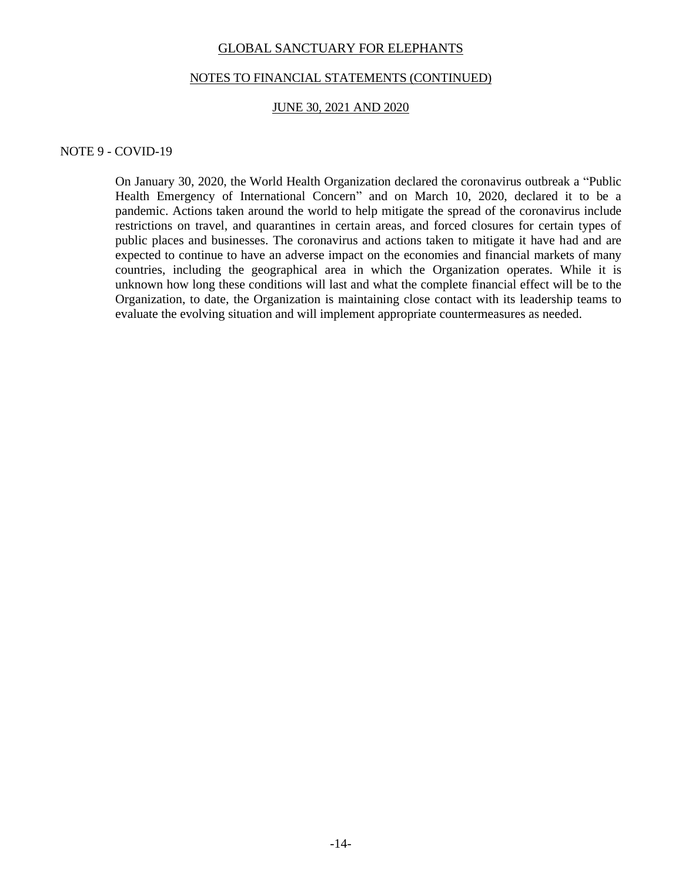GLOBAL SANCTUARY FOR ELEPHANTS

NOTES TO FINANCIAL STATEMENTS (CONTINUED)

JUNE 30, 2021 AND 2020

## NOTE 9 - COVID-19

On January 30, 2020, the World Health Organization declared the coronavirus outbreak a "Public Health Emergency of International Concern" and on March 10, 2020, declared it to be a pandemic. Actions taken around the world to help mitigate the spread of the coronavirus include restrictions on travel, and quarantines in certain areas, and forced closures for certain types of public places and businesses. The coronavirus and actions taken to mitigate it have had and are expected to continue to have an adverse impact on the economies and financial markets of many countries, including the geographical area in which the Organization operates. While it is unknown how long these conditions will last and what the complete financial effect will be to the Organization, to date, the Organization is maintaining close contact with its leadership teams to evaluate the evolving situation and will implement appropriate countermeasures as needed.